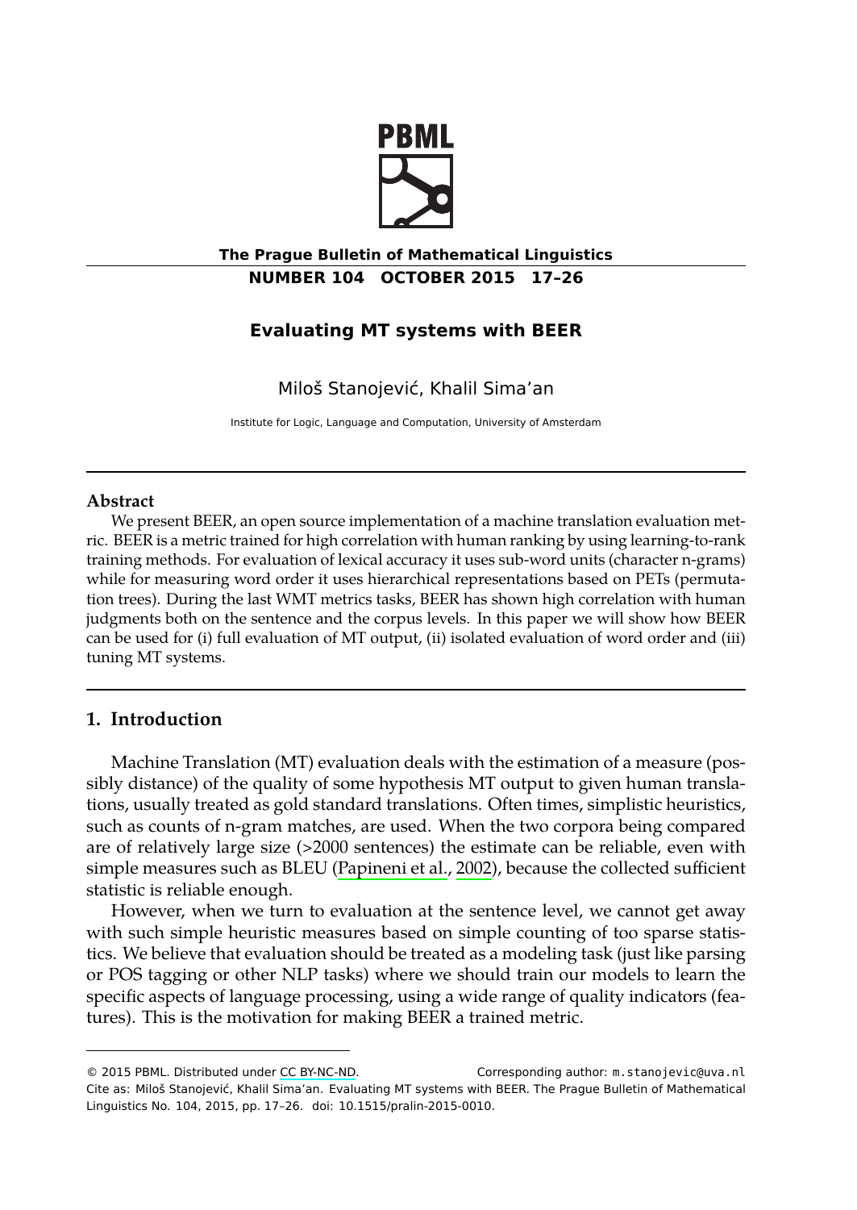# Evaluating MT systems with BEER

Miloš Stanojević, Khalil Sima'an

Institute for Logic, Language and Computation, University of Amsterdam

---

## Abstract

We present BEER, an open source implementation of a machine translation evaluation metric. BEER is a metric trained for high correlation with human ranking by using learning-to-rank training methods. For evaluation of lexical accuracy it uses sub-word units (character n-grams) while for measuring word order it uses hierarchical representations based on PETs (permutation trees). During the last WMT metrics tasks, BEER has shown high correlation with human judgments both on the sentence and the corpus levels. In this paper we will show how BEER can be used for (i) full evaluation of MT output, (ii) isolated evaluation of word order and (iii) tuning MT systems.

---

## 1. Introduction

Machine Translation (MT) evaluation deals with the estimation of a measure (possibly distance) of the quality of some hypothesis MT output to given human translations, usually treated as gold standard translations. Often times, simplistic heuristics, such as counts of n-gram matches, are used. When the two corpora being compared are of relatively large size (>2000 sentences) the estimate can be reliable, even with simple measures such as BLEU (Papineni et al., 2002), because the collected sufficient statistic is reliable enough.

However, when we turn to evaluation at the sentence level, we cannot get away with such simple heuristic measures based on simple counting of too sparse statistics. We believe that evaluation should be treated as a modeling task (just like parsing or POS tagging or other NLP tasks) where we should train our models to learn the specific aspects of language processing, using a wide range of quality indicators (features). This is the motivation for making BEER a trained metric.

---

© 2015 PBML. Distributed under CC BY-NC-ND. Corresponding author: m.stanojevic@uva.nl
Cite as: Miloš Stanojević, Khalil Sima'an. Evaluating MT systems with BEER. The Prague Bulletin of Mathematical Linguistics No. 104, 2015, pp. 17–26. doi: 10.1515/pralin-2015-0010.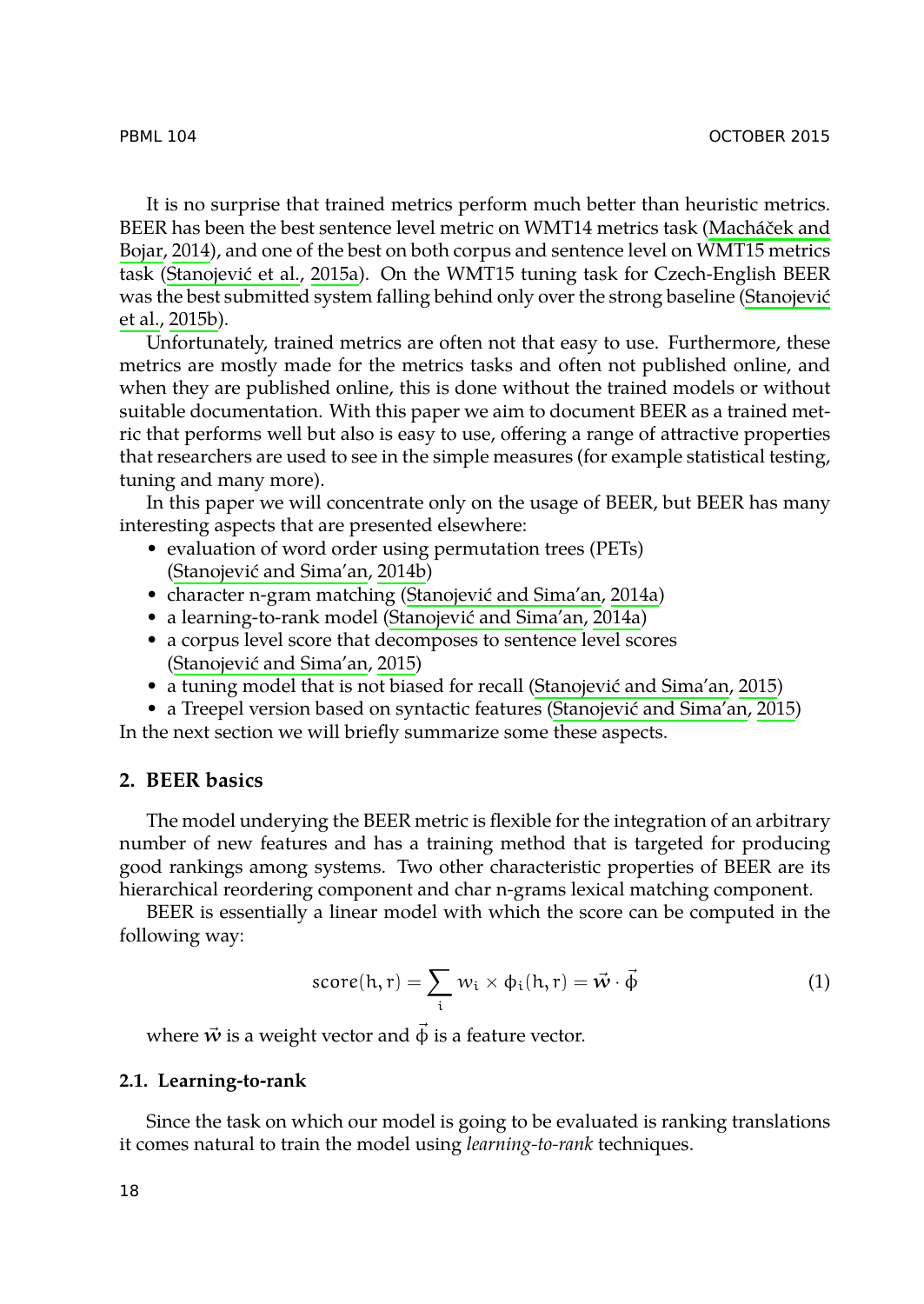It is no surprise that trained metrics perform much better than heuristic metrics. BEER has been the best sentence level metric on WMT14 metrics task (Macháček and Bojar, 2014), and one of the best on both corpus and sentence level on WMT15 metrics task (Stanojević et al., 2015a). On the WMT15 tuning task for Czech-English BEER was the best submitted system falling behind only over the strong baseline (Stanojević et al., 2015b).

Unfortunately, trained metrics are often not that easy to use. Furthermore, these metrics are mostly made for the metrics tasks and often not published online, and when they are published online, this is done without the trained models or without suitable documentation. With this paper we aim to document BEER as a trained metric that performs well but also is easy to use, offering a range of attractive properties that researchers are used to see in the simple measures (for example statistical testing, tuning and many more).

In this paper we will concentrate only on the usage of BEER, but BEER has many interesting aspects that are presented elsewhere:

- evaluation of word order using permutation trees (PETs) (Stanojević and Sima'an, 2014b)
- character n-gram matching (Stanojević and Sima'an, 2014a)
- a learning-to-rank model (Stanojević and Sima'an, 2014a)
- a corpus level score that decomposes to sentence level scores (Stanojević and Sima'an, 2015)
- a tuning model that is not biased for recall (Stanojević and Sima'an, 2015)
- a Treepel version based on syntactic features (Stanojević and Sima'an, 2015)

In the next section we will briefly summarize some these aspects.

## 2. BEER basics

The model underying the BEER metric is flexible for the integration of an arbitrary number of new features and has a training method that is targeted for producing good rankings among systems. Two other characteristic properties of BEER are its hierarchical reordering component and char n-grams lexical matching component.

BEER is essentially a linear model with which the score can be computed in the following way:

$$\text{score}(h, r) = \sum_i w_i \times \phi_i(h, r) = \vec{w} \cdot \vec{\phi} \tag{1}$$

where $\vec{w}$ is a weight vector and $\vec{\phi}$ is a feature vector.

### 2.1. Learning-to-rank

Since the task on which our model is going to be evaluated is ranking translations it comes natural to train the model using *learning-to-rank* techniques.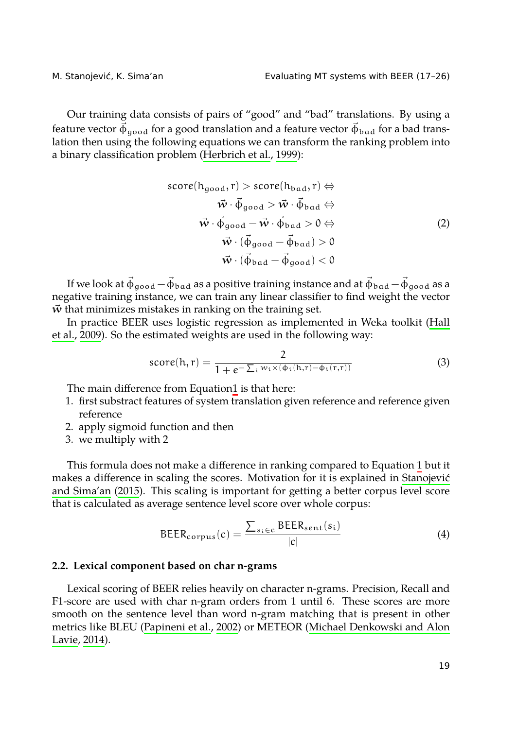Our training data consists of pairs of "good" and "bad" translations. By using a feature vector $\vec{\phi}_{good}$ for a good translation and a feature vector $\vec{\phi}_{bad}$ for a bad translation then using the following equations we can transform the ranking problem into a binary classification problem (Herbrich et al., 1999):

$$
\begin{aligned}
\mathrm{score}(h_{good}, r) > \mathrm{score}(h_{bad}, r) \Leftrightarrow \\
\vec{w} \cdot \vec{\phi}_{good} > \vec{w} \cdot \vec{\phi}_{bad} \Leftrightarrow \\
\vec{w} \cdot \vec{\phi}_{good} - \vec{w} \cdot \vec{\phi}_{bad} > 0 \Leftrightarrow \\
\vec{w} \cdot (\vec{\phi}_{good} - \vec{\phi}_{bad}) > 0 \\
\vec{w} \cdot (\vec{\phi}_{bad} - \vec{\phi}_{good}) < 0
\end{aligned}
\tag{2}
$$

If we look at $\vec{\phi}_{good} - \vec{\phi}_{bad}$ as a positive training instance and at $\vec{\phi}_{bad} - \vec{\phi}_{good}$ as a negative training instance, we can train any linear classifier to find weight the vector $\vec{w}$ that minimizes mistakes in ranking on the training set.

In practice BEER uses logistic regression as implemented in Weka toolkit (Hall et al., 2009). So the estimated weights are used in the following way:

$$
\mathrm{score}(h, r) = \frac{2}{1 + e^{-\sum_i w_i \times (\phi_i(h,r) - \phi_i(r,r))}} \tag{3}
$$

The main difference from Equation1 is that here:

1. first substract features of system translation given reference and reference given reference
2. apply sigmoid function and then
3. we multiply with 2

This formula does not make a difference in ranking compared to Equation 1 but it makes a difference in scaling the scores. Motivation for it is explained in Stanojević and Sima'an (2015). This scaling is important for getting a better corpus level score that is calculated as average sentence level score over whole corpus:

$$
\mathrm{BEER}_{corpus}(c) = \frac{\sum_{s_i \in c} \mathrm{BEER}_{sent}(s_i)}{|c|} \tag{4}
$$

### 2.2. Lexical component based on char n-grams

Lexical scoring of BEER relies heavily on character n-grams. Precision, Recall and F1-score are used with char n-gram orders from 1 until 6. These scores are more smooth on the sentence level than word n-gram matching that is present in other metrics like BLEU (Papineni et al., 2002) or METEOR (Michael Denkowski and Alon Lavie, 2014).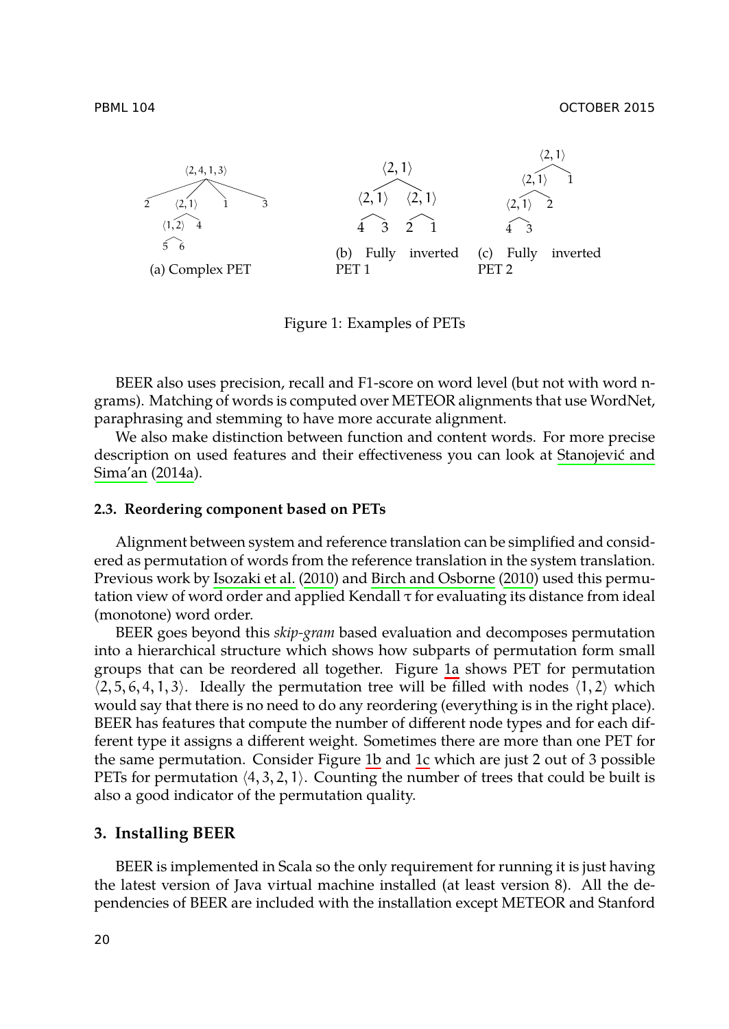(a) Complex PET

(b) Fully inverted PET 1

(c) Fully inverted PET 2

Figure 1: Examples of PETs

BEER also uses precision, recall and F1-score on word level (but not with word n-grams). Matching of words is computed over METEOR alignments that use WordNet, paraphrasing and stemming to have more accurate alignment.

We also make distinction between function and content words. For more precise description on used features and their effectiveness you can look at Stanojević and Sima'an (2014a).

### 2.3. Reordering component based on PETs

Alignment between system and reference translation can be simplified and considered as permutation of words from the reference translation in the system translation. Previous work by Isozaki et al. (2010) and Birch and Osborne (2010) used this permutation view of word order and applied Kendall $\tau$ for evaluating its distance from ideal (monotone) word order.

BEER goes beyond this *skip-gram* based evaluation and decomposes permutation into a hierarchical structure which shows how subparts of permutation form small groups that can be reordered all together. Figure 1a shows PET for permutation $\langle 2, 5, 6, 4, 1, 3 \rangle$. Ideally the permutation tree will be filled with nodes $\langle 1, 2 \rangle$ which would say that there is no need to do any reordering (everything is in the right place). BEER has features that compute the number of different node types and for each different type it assigns a different weight. Sometimes there are more than one PET for the same permutation. Consider Figure 1b and 1c which are just 2 out of 3 possible PETs for permutation $\langle 4, 3, 2, 1 \rangle$. Counting the number of trees that could be built is also a good indicator of the permutation quality.

## 3. Installing BEER

BEER is implemented in Scala so the only requirement for running it is just having the latest version of Java virtual machine installed (at least version 8). All the dependencies of BEER are included with the installation except METEOR and Stanford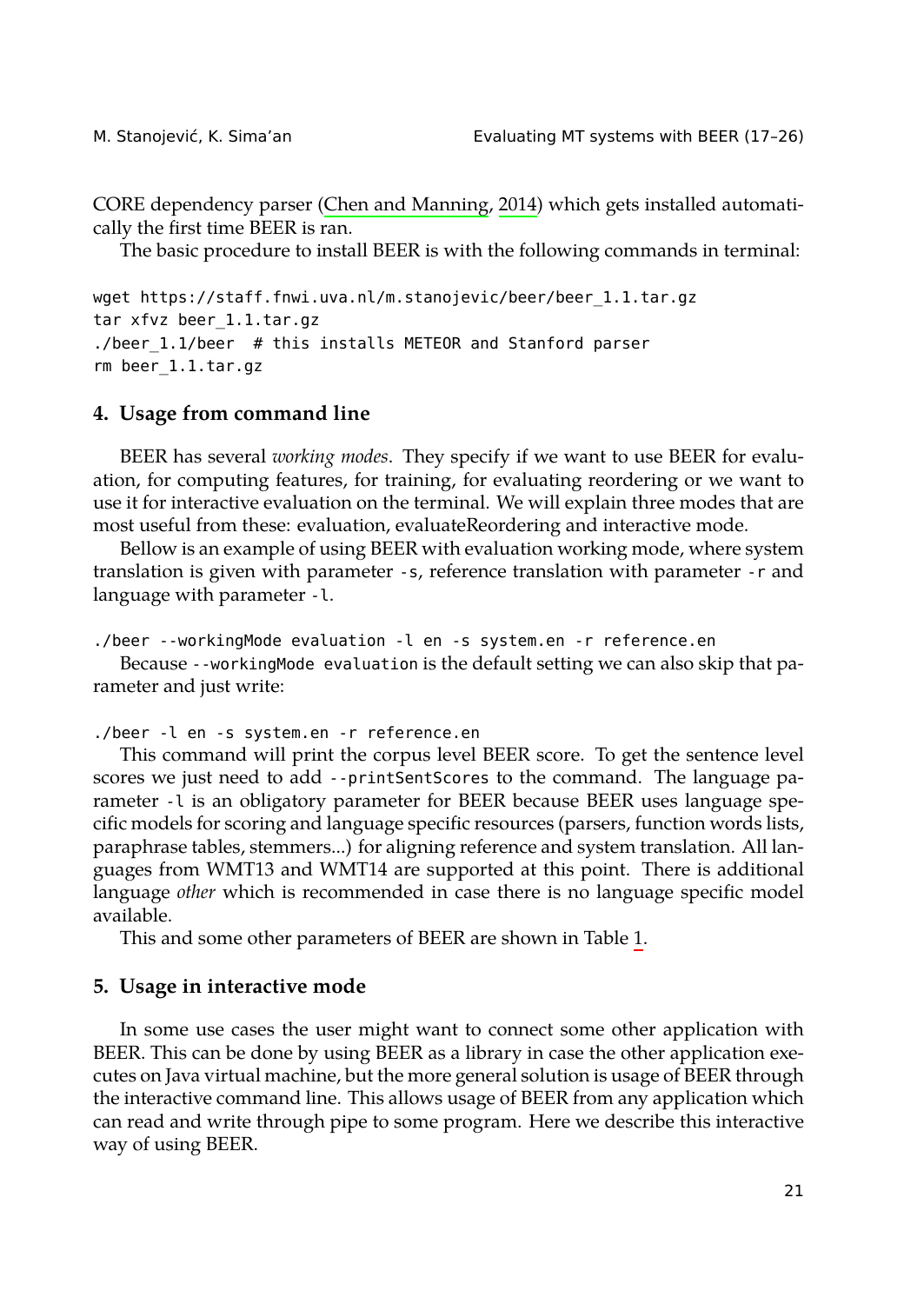CORE dependency parser (Chen and Manning, 2014) which gets installed automatically the first time BEER is ran.

The basic procedure to install BEER is with the following commands in terminal:

```
wget https://staff.fnwi.uva.nl/m.stanojevic/beer/beer_1.1.tar.gz
tar xfvz beer_1.1.tar.gz
./beer_1.1/beer  # this installs METEOR and Stanford parser
rm beer_1.1.tar.gz
```

## 4. Usage from command line

BEER has several *working modes*. They specify if we want to use BEER for evaluation, for computing features, for training, for evaluating reordering or we want to use it for interactive evaluation on the terminal. We will explain three modes that are most useful from these: evaluation, evaluateReordering and interactive mode.

Bellow is an example of using BEER with evaluation working mode, where system translation is given with parameter `-s`, reference translation with parameter `-r` and language with parameter `-l`.

```
./beer --workingMode evaluation -l en -s system.en -r reference.en
```

Because `--workingMode evaluation` is the default setting we can also skip that parameter and just write:

```
./beer -l en -s system.en -r reference.en
```

This command will print the corpus level BEER score. To get the sentence level scores we just need to add `--printSentScores` to the command. The language parameter `-l` is an obligatory parameter for BEER because BEER uses language specific models for scoring and language specific resources (parsers, function words lists, paraphrase tables, stemmers...) for aligning reference and system translation. All languages from WMT13 and WMT14 are supported at this point. There is additional language *other* which is recommended in case there is no language specific model available.

This and some other parameters of BEER are shown in Table 1.

## 5. Usage in interactive mode

In some use cases the user might want to connect some other application with BEER. This can be done by using BEER as a library in case the other application executes on Java virtual machine, but the more general solution is usage of BEER through the interactive command line. This allows usage of BEER from any application which can read and write through pipe to some program. Here we describe this interactive way of using BEER.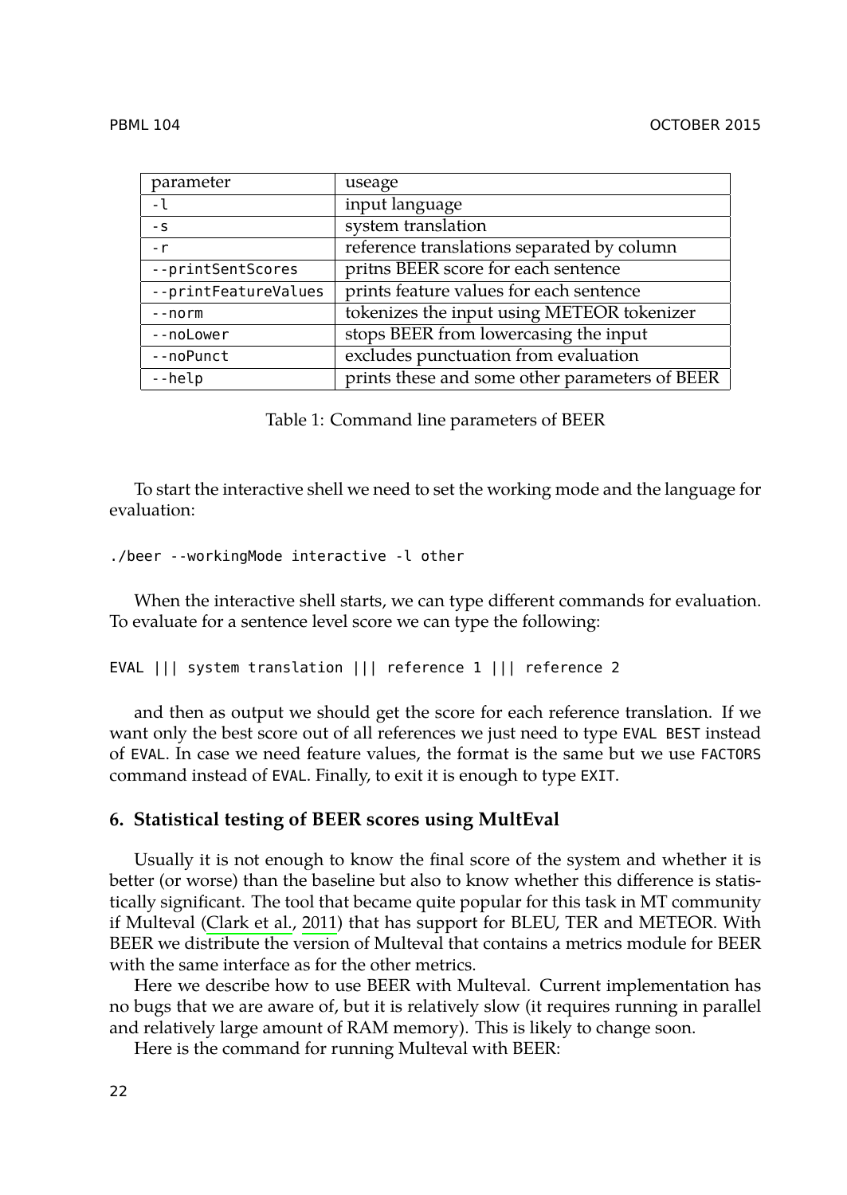| parameter | useage |
| --- | --- |
| `-l` | input language |
| `-s` | system translation |
| `-r` | reference translations separated by column |
| `--printSentScores` | pritns BEER score for each sentence |
| `--printFeatureValues` | prints feature values for each sentence |
| `--norm` | tokenizes the input using METEOR tokenizer |
| `--noLower` | stops BEER from lowercasing the input |
| `--noPunct` | excludes punctuation from evaluation |
| `--help` | prints these and some other parameters of BEER |

Table 1: Command line parameters of BEER

To start the interactive shell we need to set the working mode and the language for evaluation:

```
./beer --workingMode interactive -l other
```

When the interactive shell starts, we can type different commands for evaluation. To evaluate for a sentence level score we can type the following:

```
EVAL ||| system translation ||| reference 1 ||| reference 2
```

and then as output we should get the score for each reference translation. If we want only the best score out of all references we just need to type `EVAL BEST` instead of `EVAL`. In case we need feature values, the format is the same but we use `FACTORS` command instead of `EVAL`. Finally, to exit it is enough to type `EXIT`.

## 6. Statistical testing of BEER scores using MultEval

Usually it is not enough to know the final score of the system and whether it is better (or worse) than the baseline but also to know whether this difference is statistically significant. The tool that became quite popular for this task in MT community if Multeval (Clark et al., 2011) that has support for BLEU, TER and METEOR. With BEER we distribute the version of Multeval that contains a metrics module for BEER with the same interface as for the other metrics.

Here we describe how to use BEER with Multeval. Current implementation has no bugs that we are aware of, but it is relatively slow (it requires running in parallel and relatively large amount of RAM memory). This is likely to change soon.

Here is the command for running Multeval with BEER: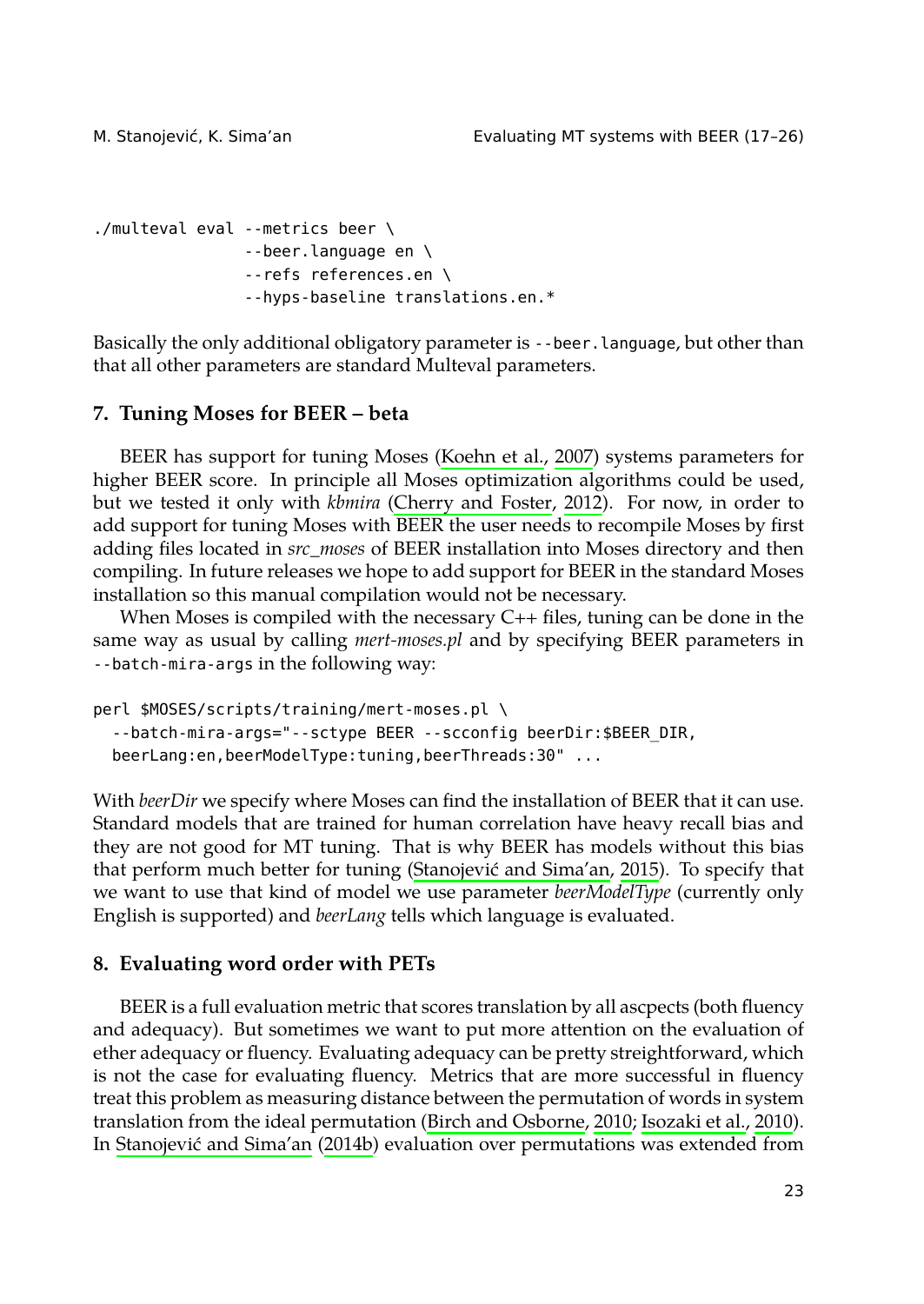```
./multeval eval --metrics beer \
                --beer.language en \
                --refs references.en \
                --hyps-baseline translations.en.*
```

Basically the only additional obligatory parameter is `--beer.language`, but other than that all other parameters are standard Multeval parameters.

## 7. Tuning Moses for BEER – beta

BEER has support for tuning Moses (Koehn et al., 2007) systems parameters for higher BEER score. In principle all Moses optimization algorithms could be used, but we tested it only with *kbmira* (Cherry and Foster, 2012). For now, in order to add support for tuning Moses with BEER the user needs to recompile Moses by first adding files located in *src_moses* of BEER installation into Moses directory and then compiling. In future releases we hope to add support for BEER in the standard Moses installation so this manual compilation would not be necessary.

When Moses is compiled with the necessary C++ files, tuning can be done in the same way as usual by calling *mert-moses.pl* and by specifying BEER parameters in `--batch-mira-args` in the following way:

```
perl $MOSES/scripts/training/mert-moses.pl \
  --batch-mira-args="--sctype BEER --scconfig beerDir:$BEER_DIR,
  beerLang:en,beerModelType:tuning,beerThreads:30" ...
```

With *beerDir* we specify where Moses can find the installation of BEER that it can use. Standard models that are trained for human correlation have heavy recall bias and they are not good for MT tuning. That is why BEER has models without this bias that perform much better for tuning (Stanojević and Sima'an, 2015). To specify that we want to use that kind of model we use parameter *beerModelType* (currently only English is supported) and *beerLang* tells which language is evaluated.

## 8. Evaluating word order with PETs

BEER is a full evaluation metric that scores translation by all ascpects (both fluency and adequacy). But sometimes we want to put more attention on the evaluation of ether adequacy or fluency. Evaluating adequacy can be pretty streightforward, which is not the case for evaluating fluency. Metrics that are more successful in fluency treat this problem as measuring distance between the permutation of words in system translation from the ideal permutation (Birch and Osborne, 2010; Isozaki et al., 2010). In Stanojević and Sima'an (2014b) evaluation over permutations was extended from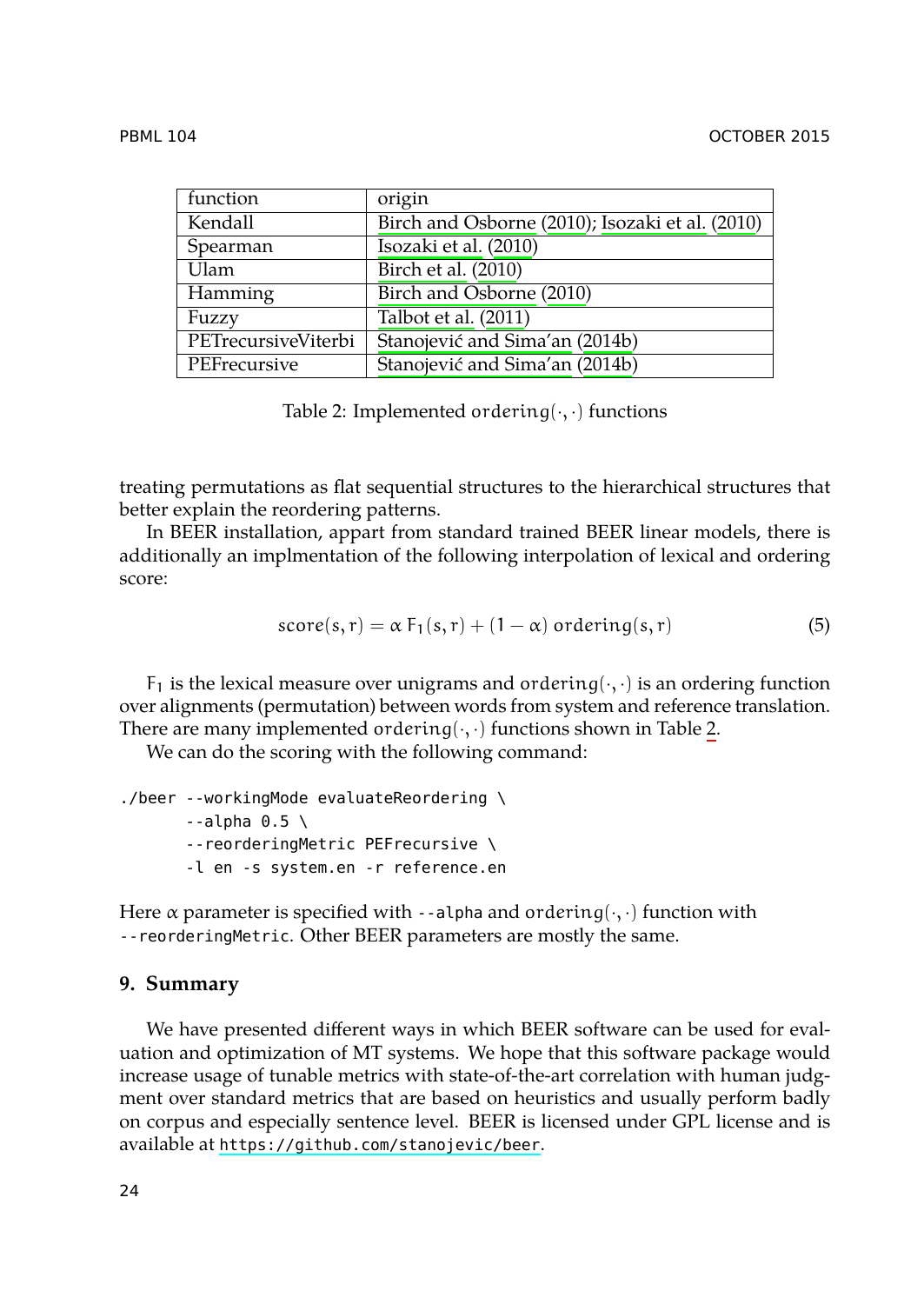| function | origin |
|---|---|
| Kendall | Birch and Osborne (2010); Isozaki et al. (2010) |
| Spearman | Isozaki et al. (2010) |
| Ulam | Birch et al. (2010) |
| Hamming | Birch and Osborne (2010) |
| Fuzzy | Talbot et al. (2011) |
| PETrecursiveViterbi | Stanojević and Sima'an (2014b) |
| PEFrecursive | Stanojević and Sima'an (2014b) |

Table 2: Implemented $\text{ordering}(\cdot, \cdot)$ functions

treating permutations as flat sequential structures to the hierarchical structures that better explain the reordering patterns.

In BEER installation, appart from standard trained BEER linear models, there is additionally an implmentation of the following interpolation of lexical and ordering score:

$$\text{score}(s, r) = \alpha\, F_1(s, r) + (1 - \alpha)\, \text{ordering}(s, r) \tag{5}$$

$F_1$ is the lexical measure over unigrams and $\text{ordering}(\cdot, \cdot)$ is an ordering function over alignments (permutation) between words from system and reference translation. There are many implemented $\text{ordering}(\cdot, \cdot)$ functions shown in Table 2.

We can do the scoring with the following command:

```
./beer --workingMode evaluateReordering \
       --alpha 0.5 \
       --reorderingMetric PEFrecursive \
       -l en -s system.en -r reference.en
```

Here $\alpha$ parameter is specified with `--alpha` and $\text{ordering}(\cdot, \cdot)$ function with `--reorderingMetric`. Other BEER parameters are mostly the same.

## 9. Summary

We have presented different ways in which BEER software can be used for evaluation and optimization of MT systems. We hope that this software package would increase usage of tunable metrics with state-of-the-art correlation with human judgment over standard metrics that are based on heuristics and usually perform badly on corpus and especially sentence level. BEER is licensed under GPL license and is available at https://github.com/stanojevic/beer.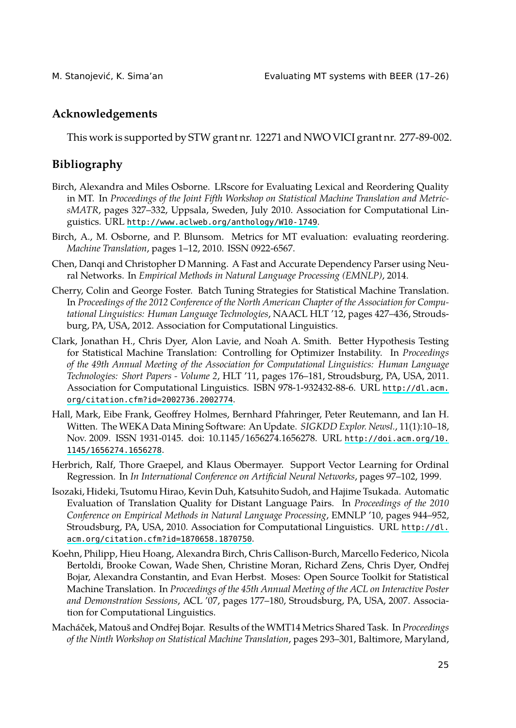## Acknowledgements

This work is supported by STW grant nr. 12271 and NWO VICI grant nr. 277-89-002.

## Bibliography

Birch, Alexandra and Miles Osborne. LRscore for Evaluating Lexical and Reordering Quality in MT. In *Proceedings of the Joint Fifth Workshop on Statistical Machine Translation and MetricsMATR*, pages 327–332, Uppsala, Sweden, July 2010. Association for Computational Linguistics. URL http://www.aclweb.org/anthology/W10-1749.

Birch, A., M. Osborne, and P. Blunsom. Metrics for MT evaluation: evaluating reordering. *Machine Translation*, pages 1–12, 2010. ISSN 0922-6567.

Chen, Danqi and Christopher D Manning. A Fast and Accurate Dependency Parser using Neural Networks. In *Empirical Methods in Natural Language Processing (EMNLP)*, 2014.

Cherry, Colin and George Foster. Batch Tuning Strategies for Statistical Machine Translation. In *Proceedings of the 2012 Conference of the North American Chapter of the Association for Computational Linguistics: Human Language Technologies*, NAACL HLT '12, pages 427–436, Stroudsburg, PA, USA, 2012. Association for Computational Linguistics.

Clark, Jonathan H., Chris Dyer, Alon Lavie, and Noah A. Smith. Better Hypothesis Testing for Statistical Machine Translation: Controlling for Optimizer Instability. In *Proceedings of the 49th Annual Meeting of the Association for Computational Linguistics: Human Language Technologies: Short Papers - Volume 2*, HLT '11, pages 176–181, Stroudsburg, PA, USA, 2011. Association for Computational Linguistics. ISBN 978-1-932432-88-6. URL http://dl.acm.org/citation.cfm?id=2002736.2002774.

Hall, Mark, Eibe Frank, Geoffrey Holmes, Bernhard Pfahringer, Peter Reutemann, and Ian H. Witten. The WEKA Data Mining Software: An Update. *SIGKDD Explor. Newsl.*, 11(1):10–18, Nov. 2009. ISSN 1931-0145. doi: 10.1145/1656274.1656278. URL http://doi.acm.org/10.1145/1656274.1656278.

Herbrich, Ralf, Thore Graepel, and Klaus Obermayer. Support Vector Learning for Ordinal Regression. In *In International Conference on Artificial Neural Networks*, pages 97–102, 1999.

Isozaki, Hideki, Tsutomu Hirao, Kevin Duh, Katsuhito Sudoh, and Hajime Tsukada. Automatic Evaluation of Translation Quality for Distant Language Pairs. In *Proceedings of the 2010 Conference on Empirical Methods in Natural Language Processing*, EMNLP '10, pages 944–952, Stroudsburg, PA, USA, 2010. Association for Computational Linguistics. URL http://dl.acm.org/citation.cfm?id=1870658.1870750.

Koehn, Philipp, Hieu Hoang, Alexandra Birch, Chris Callison-Burch, Marcello Federico, Nicola Bertoldi, Brooke Cowan, Wade Shen, Christine Moran, Richard Zens, Chris Dyer, Ondřej Bojar, Alexandra Constantin, and Evan Herbst. Moses: Open Source Toolkit for Statistical Machine Translation. In *Proceedings of the 45th Annual Meeting of the ACL on Interactive Poster and Demonstration Sessions*, ACL '07, pages 177–180, Stroudsburg, PA, USA, 2007. Association for Computational Linguistics.

Macháček, Matouš and Ondřej Bojar. Results of the WMT14 Metrics Shared Task. In *Proceedings of the Ninth Workshop on Statistical Machine Translation*, pages 293–301, Baltimore, Maryland,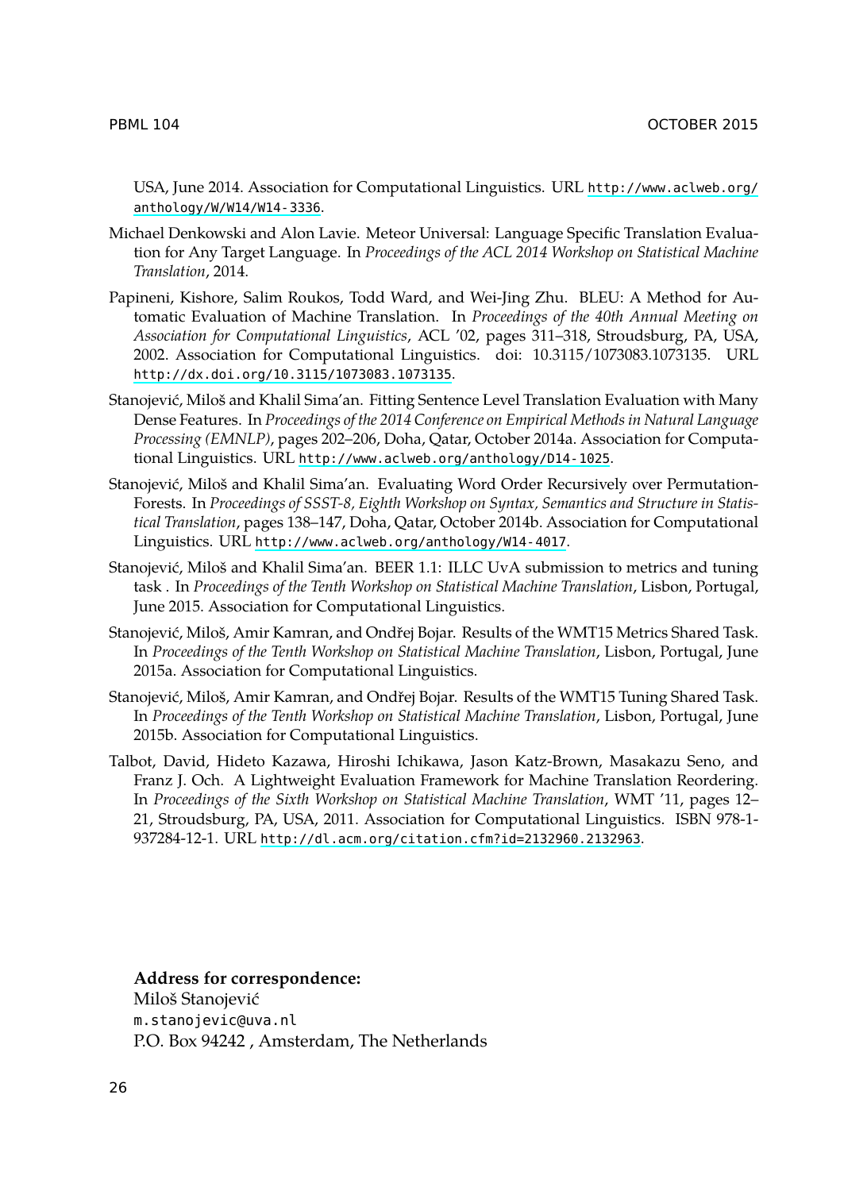USA, June 2014. Association for Computational Linguistics. URL http://www.aclweb.org/anthology/W/W14/W14-3336.

Michael Denkowski and Alon Lavie. Meteor Universal: Language Specific Translation Evaluation for Any Target Language. In *Proceedings of the ACL 2014 Workshop on Statistical Machine Translation*, 2014.

Papineni, Kishore, Salim Roukos, Todd Ward, and Wei-Jing Zhu. BLEU: A Method for Automatic Evaluation of Machine Translation. In *Proceedings of the 40th Annual Meeting on Association for Computational Linguistics*, ACL '02, pages 311–318, Stroudsburg, PA, USA, 2002. Association for Computational Linguistics. doi: 10.3115/1073083.1073135. URL http://dx.doi.org/10.3115/1073083.1073135.

Stanojević, Miloš and Khalil Sima'an. Fitting Sentence Level Translation Evaluation with Many Dense Features. In *Proceedings of the 2014 Conference on Empirical Methods in Natural Language Processing (EMNLP)*, pages 202–206, Doha, Qatar, October 2014a. Association for Computational Linguistics. URL http://www.aclweb.org/anthology/D14-1025.

Stanojević, Miloš and Khalil Sima'an. Evaluating Word Order Recursively over Permutation-Forests. In *Proceedings of SSST-8, Eighth Workshop on Syntax, Semantics and Structure in Statistical Translation*, pages 138–147, Doha, Qatar, October 2014b. Association for Computational Linguistics. URL http://www.aclweb.org/anthology/W14-4017.

Stanojević, Miloš and Khalil Sima'an. BEER 1.1: ILLC UvA submission to metrics and tuning task . In *Proceedings of the Tenth Workshop on Statistical Machine Translation*, Lisbon, Portugal, June 2015. Association for Computational Linguistics.

Stanojević, Miloš, Amir Kamran, and Ondřej Bojar. Results of the WMT15 Metrics Shared Task. In *Proceedings of the Tenth Workshop on Statistical Machine Translation*, Lisbon, Portugal, June 2015a. Association for Computational Linguistics.

Stanojević, Miloš, Amir Kamran, and Ondřej Bojar. Results of the WMT15 Tuning Shared Task. In *Proceedings of the Tenth Workshop on Statistical Machine Translation*, Lisbon, Portugal, June 2015b. Association for Computational Linguistics.

Talbot, David, Hideto Kazawa, Hiroshi Ichikawa, Jason Katz-Brown, Masakazu Seno, and Franz J. Och. A Lightweight Evaluation Framework for Machine Translation Reordering. In *Proceedings of the Sixth Workshop on Statistical Machine Translation*, WMT '11, pages 12–21, Stroudsburg, PA, USA, 2011. Association for Computational Linguistics. ISBN 978-1-937284-12-1. URL http://dl.acm.org/citation.cfm?id=2132960.2132963.

**Address for correspondence:**
Miloš Stanojević
m.stanojevic@uva.nl
P.O. Box 94242 , Amsterdam, The Netherlands